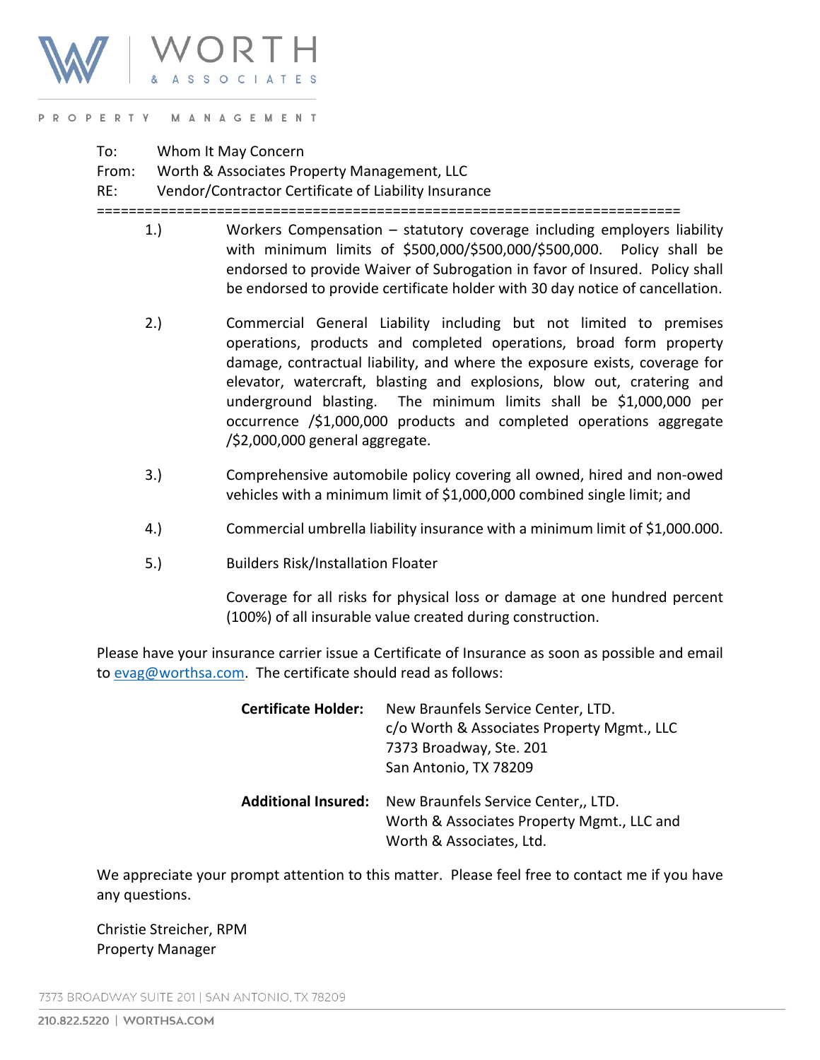# WORTH & ASSOCIATES

PROPERTY MANAGEMENT

To: Whom It May Concern
From: Worth & Associates Property Management, LLC
RE: Vendor/Contractor Certificate of Liability Insurance

==========================================================================

1.) Workers Compensation – statutory coverage including employers liability with minimum limits of $500,000/$500,000/$500,000. Policy shall be endorsed to provide Waiver of Subrogation in favor of Insured. Policy shall be endorsed to provide certificate holder with 30 day notice of cancellation.

2.) Commercial General Liability including but not limited to premises operations, products and completed operations, broad form property damage, contractual liability, and where the exposure exists, coverage for elevator, watercraft, blasting and explosions, blow out, cratering and underground blasting. The minimum limits shall be $1,000,000 per occurrence /$1,000,000 products and completed operations aggregate /$2,000,000 general aggregate.

3.) Comprehensive automobile policy covering all owned, hired and non-owed vehicles with a minimum limit of $1,000,000 combined single limit; and

4.) Commercial umbrella liability insurance with a minimum limit of $1,000.000.

5.) Builders Risk/Installation Floater

Coverage for all risks for physical loss or damage at one hundred percent (100%) of all insurable value created during construction.

Please have your insurance carrier issue a Certificate of Insurance as soon as possible and email to evag@worthsa.com. The certificate should read as follows:

**Certificate Holder:** New Braunfels Service Center, LTD.
c/o Worth & Associates Property Mgmt., LLC
7373 Broadway, Ste. 201
San Antonio, TX 78209

**Additional Insured:** New Braunfels Service Center,, LTD.
Worth & Associates Property Mgmt., LLC and
Worth & Associates, Ltd.

We appreciate your prompt attention to this matter. Please feel free to contact me if you have any questions.

Christie Streicher, RPM
Property Manager

7373 BROADWAY SUITE 201 | SAN ANTONIO, TX 78209

210.822.5220 | WORTHSA.COM